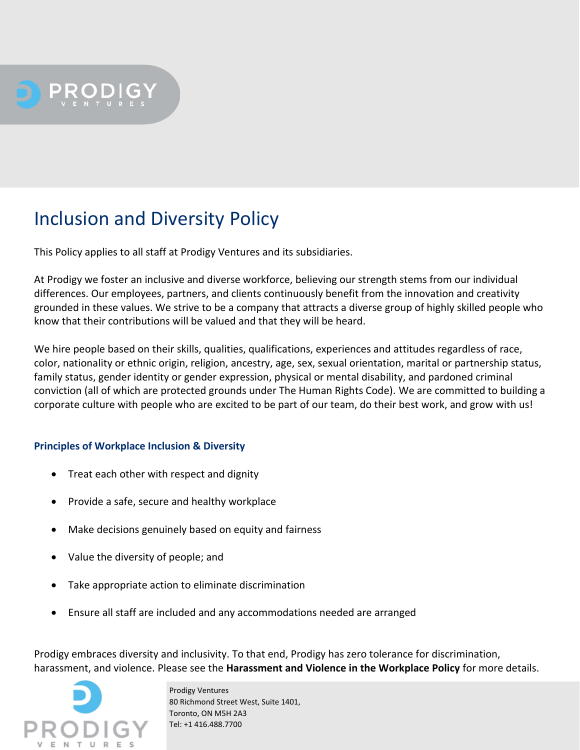# Inclusion and Diversity Policy

This Policy applies to all staff at Prodigy Ventures and its subsidiaries.

At Prodigy we foster an inclusive and diverse workforce, believing our strength stems from our individual differences. Our employees, partners, and clients continuously benefit from the innovation and creativity grounded in these values. We strive to be a company that attracts a diverse group of highly skilled people who know that their contributions will be valued and that they will be heard.

We hire people based on their skills, qualities, qualifications, experiences and attitudes regardless of race, color, nationality or ethnic origin, religion, ancestry, age, sex, sexual orientation, marital or partnership status, family status, gender identity or gender expression, physical or mental disability, and pardoned criminal conviction (all of which are protected grounds under The Human Rights Code). We are committed to building a corporate culture with people who are excited to be part of our team, do their best work, and grow with us!

### Principles of Workplace Inclusion & Diversity

- Treat each other with respect and dignity
- Provide a safe, secure and healthy workplace
- Make decisions genuinely based on equity and fairness
- Value the diversity of people; and
- Take appropriate action to eliminate discrimination
- Ensure all staff are included and any accommodations needed are arranged

Prodigy embraces diversity and inclusivity. To that end, Prodigy has zero tolerance for discrimination, harassment, and violence. Please see the **Harassment and Violence in the Workplace Policy** for more details.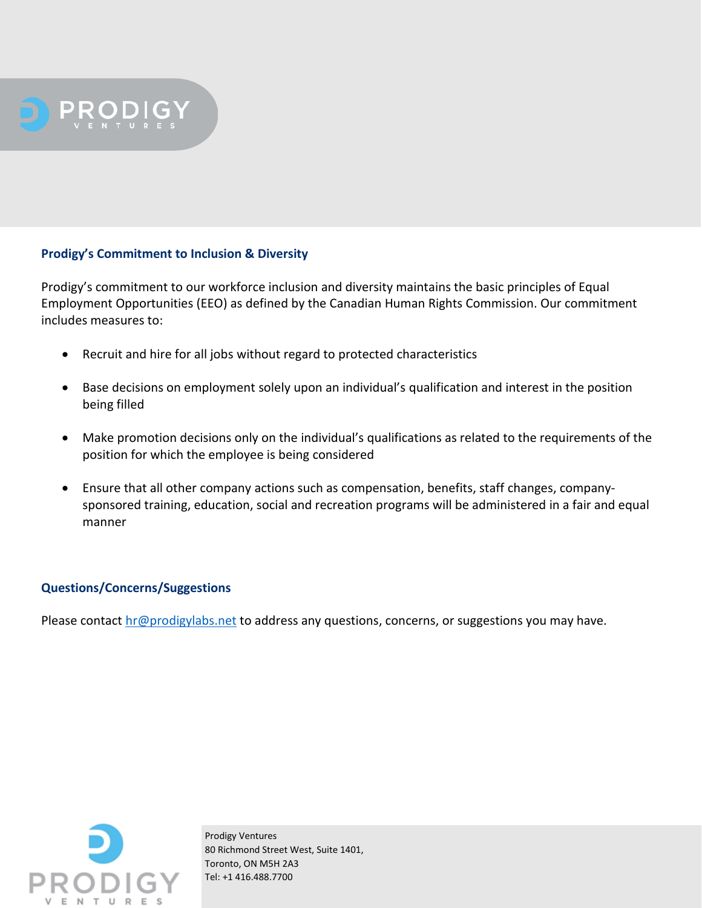## Prodigy's Commitment to Inclusion & Diversity

Prodigy's commitment to our workforce inclusion and diversity maintains the basic principles of Equal Employment Opportunities (EEO) as defined by the Canadian Human Rights Commission. Our commitment includes measures to:

- Recruit and hire for all jobs without regard to protected characteristics
- Base decisions on employment solely upon an individual's qualification and interest in the position being filled
- Make promotion decisions only on the individual's qualifications as related to the requirements of the position for which the employee is being considered
- Ensure that all other company actions such as compensation, benefits, staff changes, company-sponsored training, education, social and recreation programs will be administered in a fair and equal manner

## Questions/Concerns/Suggestions

Please contact hr@prodigylabs.net to address any questions, concerns, or suggestions you may have.

Prodigy Ventures
80 Richmond Street West, Suite 1401,
Toronto, ON M5H 2A3
Tel: +1 416.488.7700